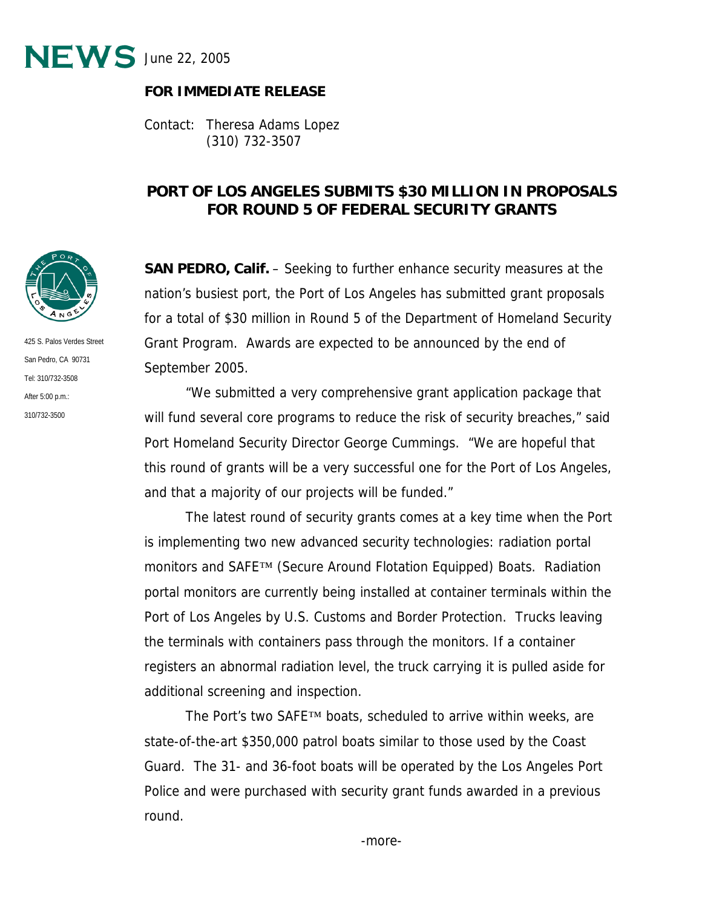# NEWS

June 22, 2005

**FOR IMMEDIATE RELEASE**

Contact: Theresa Adams Lopez
(310) 732-3507

425 S. Palos Verdes Street
San Pedro, CA 90731
Tel: 310/732-3508
After 5:00 p.m.:
310/732-3500

## PORT OF LOS ANGELES SUBMITS $30 MILLION IN PROPOSALS FOR ROUND 5 OF FEDERAL SECURITY GRANTS

**SAN PEDRO, Calif.** – Seeking to further enhance security measures at the nation's busiest port, the Port of Los Angeles has submitted grant proposals for a total of $30 million in Round 5 of the Department of Homeland Security Grant Program. Awards are expected to be announced by the end of September 2005.

"We submitted a very comprehensive grant application package that will fund several core programs to reduce the risk of security breaches," said Port Homeland Security Director George Cummings. "We are hopeful that this round of grants will be a very successful one for the Port of Los Angeles, and that a majority of our projects will be funded."

The latest round of security grants comes at a key time when the Port is implementing two new advanced security technologies: radiation portal monitors and SAFE™ (Secure Around Flotation Equipped) Boats. Radiation portal monitors are currently being installed at container terminals within the Port of Los Angeles by U.S. Customs and Border Protection. Trucks leaving the terminals with containers pass through the monitors. If a container registers an abnormal radiation level, the truck carrying it is pulled aside for additional screening and inspection.

The Port's two SAFE™ boats, scheduled to arrive within weeks, are state-of-the-art $350,000 patrol boats similar to those used by the Coast Guard. The 31- and 36-foot boats will be operated by the Los Angeles Port Police and were purchased with security grant funds awarded in a previous round.

-more-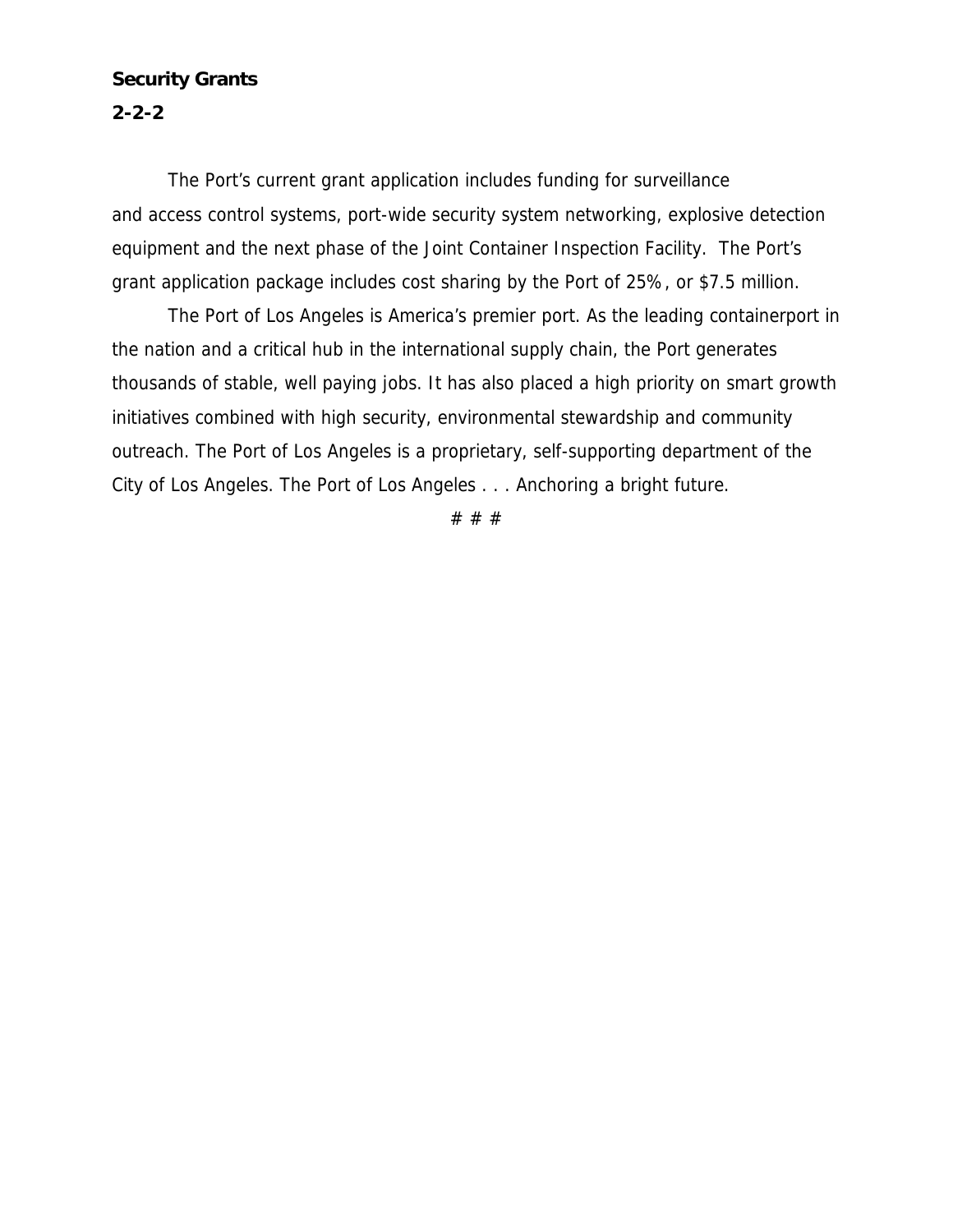The Port's current grant application includes funding for surveillance and access control systems, port-wide security system networking, explosive detection equipment and the next phase of the Joint Container Inspection Facility. The Port's grant application package includes cost sharing by the Port of 25%, or $7.5 million.

The Port of Los Angeles is America's premier port. As the leading containerport in the nation and a critical hub in the international supply chain, the Port generates thousands of stable, well paying jobs. It has also placed a high priority on smart growth initiatives combined with high security, environmental stewardship and community outreach. The Port of Los Angeles is a proprietary, self-supporting department of the City of Los Angeles. The Port of Los Angeles . . . Anchoring a bright future.

# # #